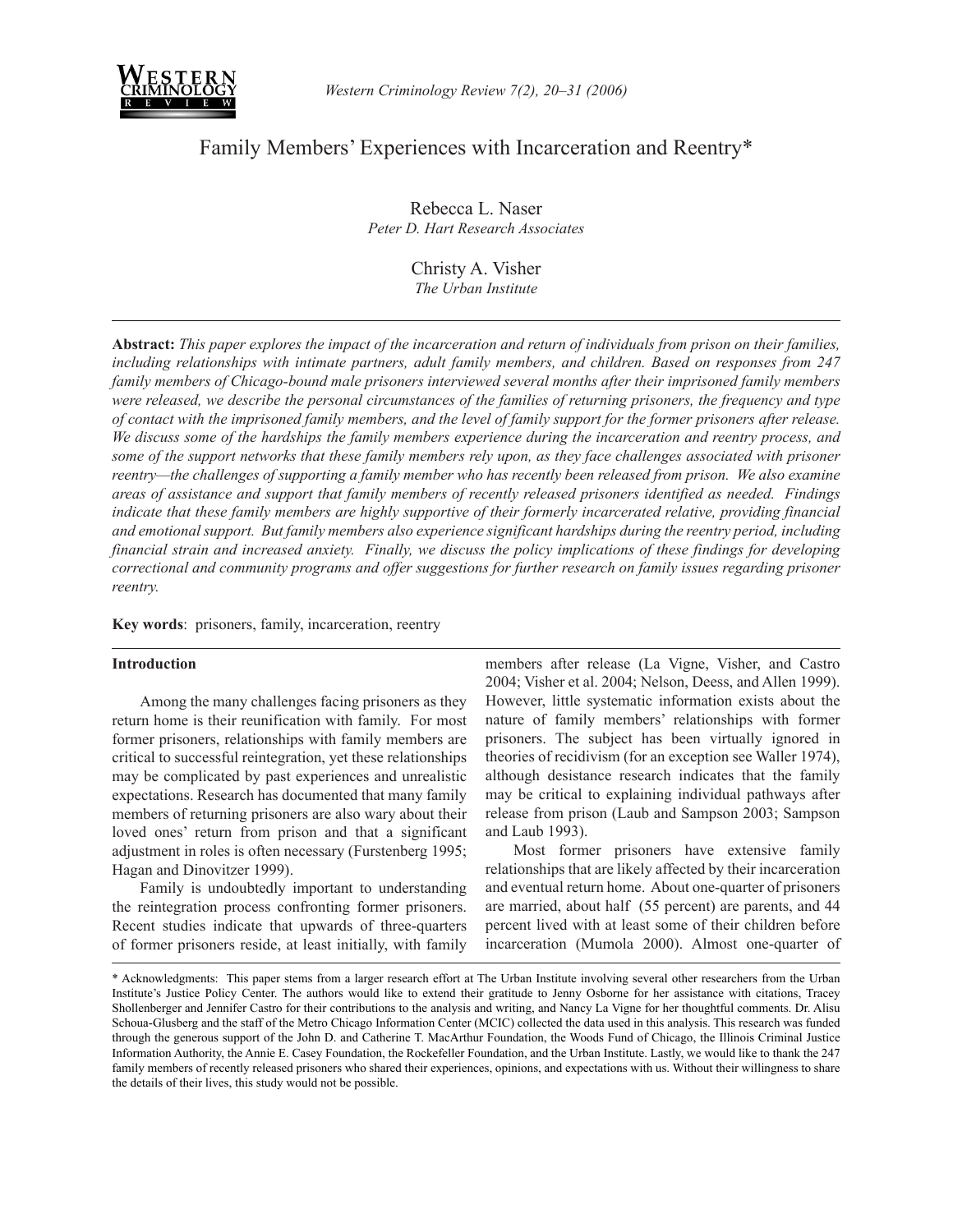# Family Members' Experiences with Incarceration and Reentry*

Rebecca L. Naser
*Peter D. Hart Research Associates*

Christy A. Visher
*The Urban Institute*

---

**Abstract:** *This paper explores the impact of the incarceration and return of individuals from prison on their families, including relationships with intimate partners, adult family members, and children. Based on responses from 247 family members of Chicago-bound male prisoners interviewed several months after their imprisoned family members were released, we describe the personal circumstances of the families of returning prisoners, the frequency and type of contact with the imprisoned family members, and the level of family support for the former prisoners after release. We discuss some of the hardships the family members experience during the incarceration and reentry process, and some of the support networks that these family members rely upon, as they face challenges associated with prisoner reentry—the challenges of supporting a family member who has recently been released from prison. We also examine areas of assistance and support that family members of recently released prisoners identified as needed. Findings indicate that these family members are highly supportive of their formerly incarcerated relative, providing financial and emotional support. But family members also experience significant hardships during the reentry period, including financial strain and increased anxiety. Finally, we discuss the policy implications of these findings for developing correctional and community programs and offer suggestions for further research on family issues regarding prisoner reentry.*

**Key words**: prisoners, family, incarceration, reentry

---

## Introduction

Among the many challenges facing prisoners as they return home is their reunification with family. For most former prisoners, relationships with family members are critical to successful reintegration, yet these relationships may be complicated by past experiences and unrealistic expectations. Research has documented that many family members of returning prisoners are also wary about their loved ones' return from prison and that a significant adjustment in roles is often necessary (Furstenberg 1995; Hagan and Dinovitzer 1999).

Family is undoubtedly important to understanding the reintegration process confronting former prisoners. Recent studies indicate that upwards of three-quarters of former prisoners reside, at least initially, with family members after release (La Vigne, Visher, and Castro 2004; Visher et al. 2004; Nelson, Deess, and Allen 1999). However, little systematic information exists about the nature of family members' relationships with former prisoners. The subject has been virtually ignored in theories of recidivism (for an exception see Waller 1974), although desistance research indicates that the family may be critical to explaining individual pathways after release from prison (Laub and Sampson 2003; Sampson and Laub 1993).

Most former prisoners have extensive family relationships that are likely affected by their incarceration and eventual return home. About one-quarter of prisoners are married, about half (55 percent) are parents, and 44 percent lived with at least some of their children before incarceration (Mumola 2000). Almost one-quarter of

---

\* Acknowledgments: This paper stems from a larger research effort at The Urban Institute involving several other researchers from the Urban Institute's Justice Policy Center. The authors would like to extend their gratitude to Jenny Osborne for her assistance with citations, Tracey Shollenberger and Jennifer Castro for their contributions to the analysis and writing, and Nancy La Vigne for her thoughtful comments. Dr. Alisu Schoua-Glusberg and the staff of the Metro Chicago Information Center (MCIC) collected the data used in this analysis. This research was funded through the generous support of the John D. and Catherine T. MacArthur Foundation, the Woods Fund of Chicago, the Illinois Criminal Justice Information Authority, the Annie E. Casey Foundation, the Rockefeller Foundation, and the Urban Institute. Lastly, we would like to thank the 247 family members of recently released prisoners who shared their experiences, opinions, and expectations with us. Without their willingness to share the details of their lives, this study would not be possible.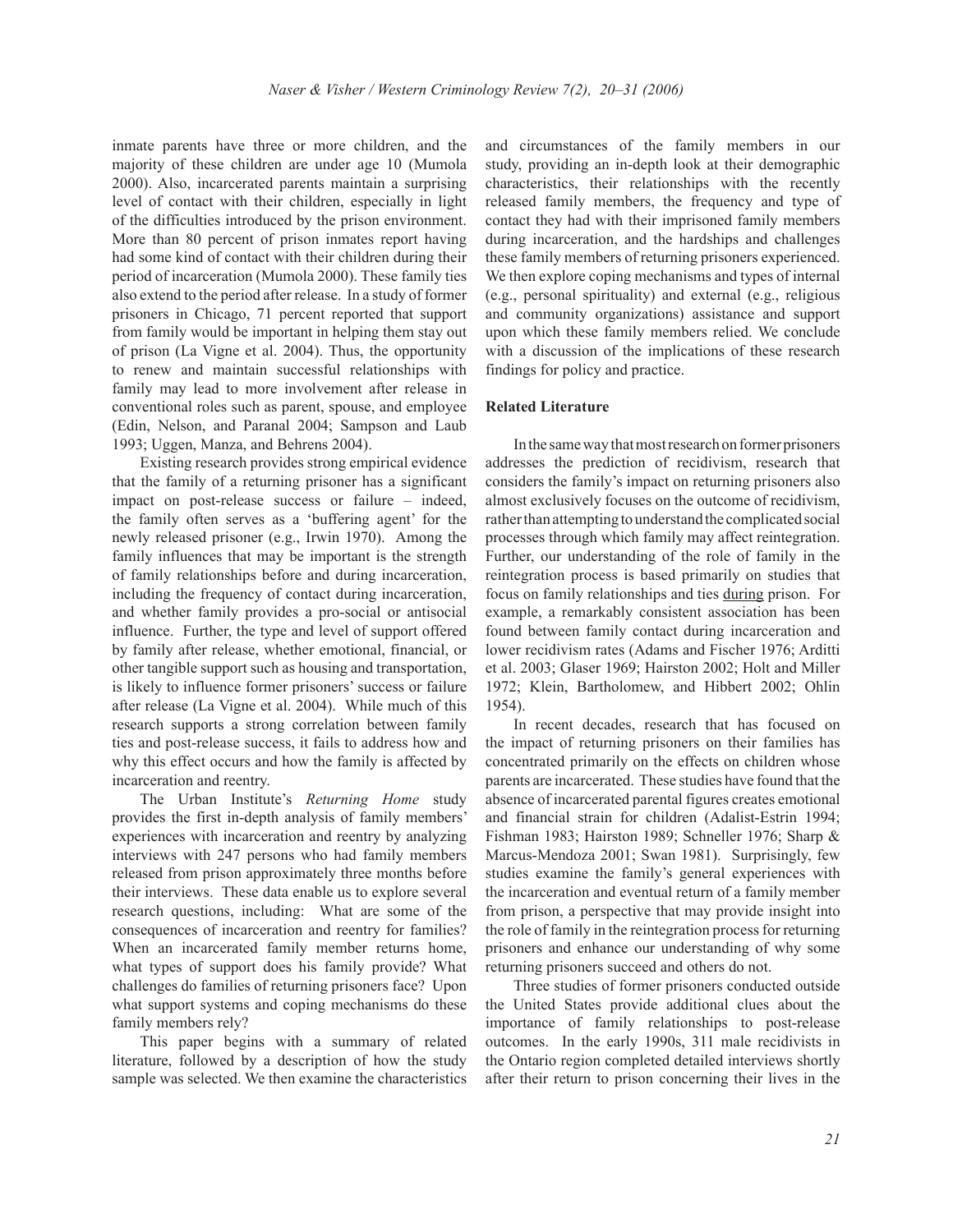inmate parents have three or more children, and the majority of these children are under age 10 (Mumola 2000). Also, incarcerated parents maintain a surprising level of contact with their children, especially in light of the difficulties introduced by the prison environment. More than 80 percent of prison inmates report having had some kind of contact with their children during their period of incarceration (Mumola 2000). These family ties also extend to the period after release. In a study of former prisoners in Chicago, 71 percent reported that support from family would be important in helping them stay out of prison (La Vigne et al. 2004). Thus, the opportunity to renew and maintain successful relationships with family may lead to more involvement after release in conventional roles such as parent, spouse, and employee (Edin, Nelson, and Paranal 2004; Sampson and Laub 1993; Uggen, Manza, and Behrens 2004).

Existing research provides strong empirical evidence that the family of a returning prisoner has a significant impact on post-release success or failure – indeed, the family often serves as a 'buffering agent' for the newly released prisoner (e.g., Irwin 1970). Among the family influences that may be important is the strength of family relationships before and during incarceration, including the frequency of contact during incarceration, and whether family provides a pro-social or antisocial influence. Further, the type and level of support offered by family after release, whether emotional, financial, or other tangible support such as housing and transportation, is likely to influence former prisoners' success or failure after release (La Vigne et al. 2004). While much of this research supports a strong correlation between family ties and post-release success, it fails to address how and why this effect occurs and how the family is affected by incarceration and reentry.

The Urban Institute's *Returning Home* study provides the first in-depth analysis of family members' experiences with incarceration and reentry by analyzing interviews with 247 persons who had family members released from prison approximately three months before their interviews. These data enable us to explore several research questions, including: What are some of the consequences of incarceration and reentry for families? When an incarcerated family member returns home, what types of support does his family provide? What challenges do families of returning prisoners face? Upon what support systems and coping mechanisms do these family members rely?

This paper begins with a summary of related literature, followed by a description of how the study sample was selected. We then examine the characteristics and circumstances of the family members in our study, providing an in-depth look at their demographic characteristics, their relationships with the recently released family members, the frequency and type of contact they had with their imprisoned family members during incarceration, and the hardships and challenges these family members of returning prisoners experienced. We then explore coping mechanisms and types of internal (e.g., personal spirituality) and external (e.g., religious and community organizations) assistance and support upon which these family members relied. We conclude with a discussion of the implications of these research findings for policy and practice.

### Related Literature

In the same way that most research on former prisoners addresses the prediction of recidivism, research that considers the family's impact on returning prisoners also almost exclusively focuses on the outcome of recidivism, rather than attempting to understand the complicated social processes through which family may affect reintegration. Further, our understanding of the role of family in the reintegration process is based primarily on studies that focus on family relationships and ties <u>during</u> prison. For example, a remarkably consistent association has been found between family contact during incarceration and lower recidivism rates (Adams and Fischer 1976; Arditti et al. 2003; Glaser 1969; Hairston 2002; Holt and Miller 1972; Klein, Bartholomew, and Hibbert 2002; Ohlin 1954).

In recent decades, research that has focused on the impact of returning prisoners on their families has concentrated primarily on the effects on children whose parents are incarcerated. These studies have found that the absence of incarcerated parental figures creates emotional and financial strain for children (Adalist-Estrin 1994; Fishman 1983; Hairston 1989; Schneller 1976; Sharp & Marcus-Mendoza 2001; Swan 1981). Surprisingly, few studies examine the family's general experiences with the incarceration and eventual return of a family member from prison, a perspective that may provide insight into the role of family in the reintegration process for returning prisoners and enhance our understanding of why some returning prisoners succeed and others do not.

Three studies of former prisoners conducted outside the United States provide additional clues about the importance of family relationships to post-release outcomes. In the early 1990s, 311 male recidivists in the Ontario region completed detailed interviews shortly after their return to prison concerning their lives in the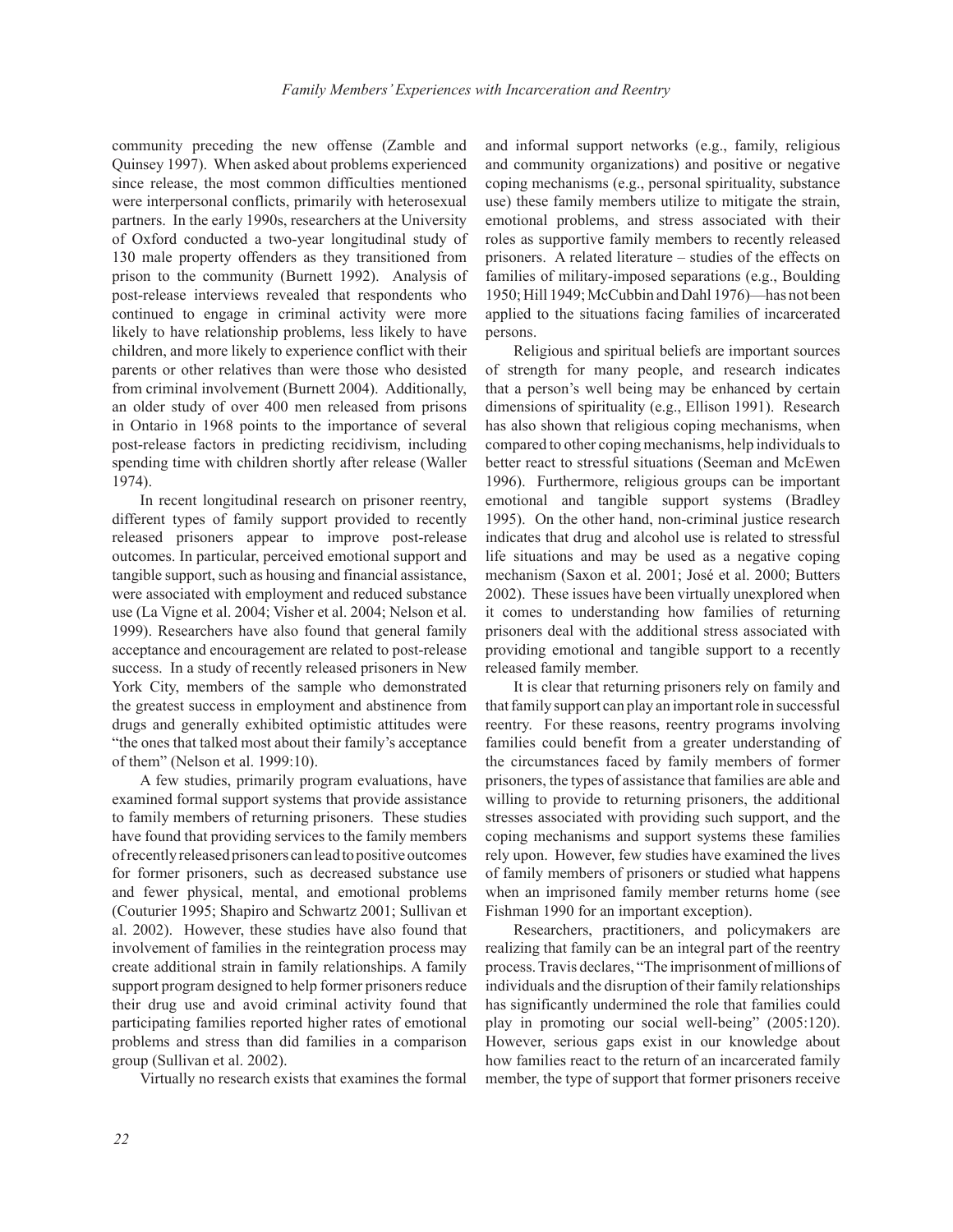community preceding the new offense (Zamble and Quinsey 1997). When asked about problems experienced since release, the most common difficulties mentioned were interpersonal conflicts, primarily with heterosexual partners. In the early 1990s, researchers at the University of Oxford conducted a two-year longitudinal study of 130 male property offenders as they transitioned from prison to the community (Burnett 1992). Analysis of post-release interviews revealed that respondents who continued to engage in criminal activity were more likely to have relationship problems, less likely to have children, and more likely to experience conflict with their parents or other relatives than were those who desisted from criminal involvement (Burnett 2004). Additionally, an older study of over 400 men released from prisons in Ontario in 1968 points to the importance of several post-release factors in predicting recidivism, including spending time with children shortly after release (Waller 1974).

In recent longitudinal research on prisoner reentry, different types of family support provided to recently released prisoners appear to improve post-release outcomes. In particular, perceived emotional support and tangible support, such as housing and financial assistance, were associated with employment and reduced substance use (La Vigne et al. 2004; Visher et al. 2004; Nelson et al. 1999). Researchers have also found that general family acceptance and encouragement are related to post-release success. In a study of recently released prisoners in New York City, members of the sample who demonstrated the greatest success in employment and abstinence from drugs and generally exhibited optimistic attitudes were "the ones that talked most about their family's acceptance of them" (Nelson et al. 1999:10).

A few studies, primarily program evaluations, have examined formal support systems that provide assistance to family members of returning prisoners. These studies have found that providing services to the family members of recently released prisoners can lead to positive outcomes for former prisoners, such as decreased substance use and fewer physical, mental, and emotional problems (Couturier 1995; Shapiro and Schwartz 2001; Sullivan et al. 2002). However, these studies have also found that involvement of families in the reintegration process may create additional strain in family relationships. A family support program designed to help former prisoners reduce their drug use and avoid criminal activity found that participating families reported higher rates of emotional problems and stress than did families in a comparison group (Sullivan et al. 2002).

Virtually no research exists that examines the formal and informal support networks (e.g., family, religious and community organizations) and positive or negative coping mechanisms (e.g., personal spirituality, substance use) these family members utilize to mitigate the strain, emotional problems, and stress associated with their roles as supportive family members to recently released prisoners. A related literature – studies of the effects on families of military-imposed separations (e.g., Boulding 1950; Hill 1949; McCubbin and Dahl 1976)—has not been applied to the situations facing families of incarcerated persons.

Religious and spiritual beliefs are important sources of strength for many people, and research indicates that a person's well being may be enhanced by certain dimensions of spirituality (e.g., Ellison 1991). Research has also shown that religious coping mechanisms, when compared to other coping mechanisms, help individuals to better react to stressful situations (Seeman and McEwen 1996). Furthermore, religious groups can be important emotional and tangible support systems (Bradley 1995). On the other hand, non-criminal justice research indicates that drug and alcohol use is related to stressful life situations and may be used as a negative coping mechanism (Saxon et al. 2001; José et al. 2000; Butters 2002). These issues have been virtually unexplored when it comes to understanding how families of returning prisoners deal with the additional stress associated with providing emotional and tangible support to a recently released family member.

It is clear that returning prisoners rely on family and that family support can play an important role in successful reentry. For these reasons, reentry programs involving families could benefit from a greater understanding of the circumstances faced by family members of former prisoners, the types of assistance that families are able and willing to provide to returning prisoners, the additional stresses associated with providing such support, and the coping mechanisms and support systems these families rely upon. However, few studies have examined the lives of family members of prisoners or studied what happens when an imprisoned family member returns home (see Fishman 1990 for an important exception).

Researchers, practitioners, and policymakers are realizing that family can be an integral part of the reentry process. Travis declares, "The imprisonment of millions of individuals and the disruption of their family relationships has significantly undermined the role that families could play in promoting our social well-being" (2005:120). However, serious gaps exist in our knowledge about how families react to the return of an incarcerated family member, the type of support that former prisoners receive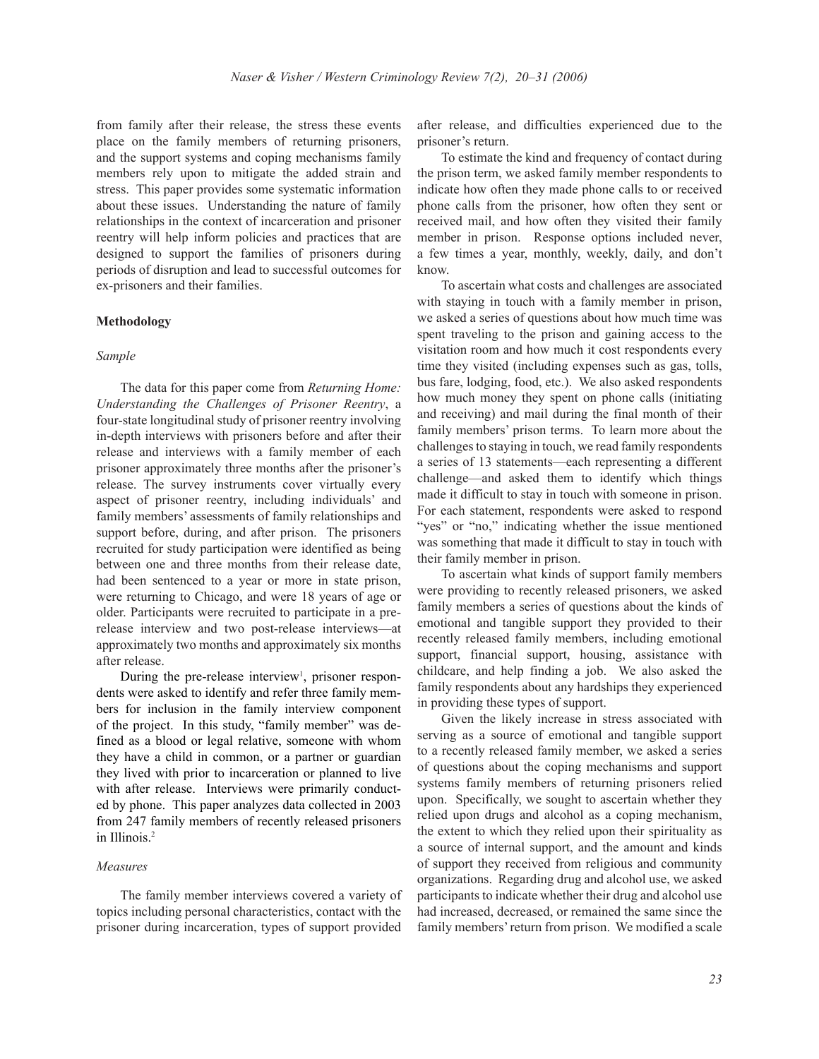from family after their release, the stress these events place on the family members of returning prisoners, and the support systems and coping mechanisms family members rely upon to mitigate the added strain and stress. This paper provides some systematic information about these issues. Understanding the nature of family relationships in the context of incarceration and prisoner reentry will help inform policies and practices that are designed to support the families of prisoners during periods of disruption and lead to successful outcomes for ex-prisoners and their families.

## Methodology

### *Sample*

The data for this paper come from *Returning Home: Understanding the Challenges of Prisoner Reentry*, a four-state longitudinal study of prisoner reentry involving in-depth interviews with prisoners before and after their release and interviews with a family member of each prisoner approximately three months after the prisoner's release. The survey instruments cover virtually every aspect of prisoner reentry, including individuals' and family members' assessments of family relationships and support before, during, and after prison. The prisoners recruited for study participation were identified as being between one and three months from their release date, had been sentenced to a year or more in state prison, were returning to Chicago, and were 18 years of age or older. Participants were recruited to participate in a pre-release interview and two post-release interviews—at approximately two months and approximately six months after release.

During the pre-release interview[1], prisoner respondents were asked to identify and refer three family members for inclusion in the family interview component of the project. In this study, "family member" was defined as a blood or legal relative, someone with whom they have a child in common, or a partner or guardian they lived with prior to incarceration or planned to live with after release. Interviews were primarily conducted by phone. This paper analyzes data collected in 2003 from 247 family members of recently released prisoners in Illinois.[2]

### *Measures*

The family member interviews covered a variety of topics including personal characteristics, contact with the prisoner during incarceration, types of support provided after release, and difficulties experienced due to the prisoner's return.

To estimate the kind and frequency of contact during the prison term, we asked family member respondents to indicate how often they made phone calls to or received phone calls from the prisoner, how often they sent or received mail, and how often they visited their family member in prison. Response options included never, a few times a year, monthly, weekly, daily, and don't know.

To ascertain what costs and challenges are associated with staying in touch with a family member in prison, we asked a series of questions about how much time was spent traveling to the prison and gaining access to the visitation room and how much it cost respondents every time they visited (including expenses such as gas, tolls, bus fare, lodging, food, etc.). We also asked respondents how much money they spent on phone calls (initiating and receiving) and mail during the final month of their family members' prison terms. To learn more about the challenges to staying in touch, we read family respondents a series of 13 statements—each representing a different challenge—and asked them to identify which things made it difficult to stay in touch with someone in prison. For each statement, respondents were asked to respond "yes" or "no," indicating whether the issue mentioned was something that made it difficult to stay in touch with their family member in prison.

To ascertain what kinds of support family members were providing to recently released prisoners, we asked family members a series of questions about the kinds of emotional and tangible support they provided to their recently released family members, including emotional support, financial support, housing, assistance with childcare, and help finding a job. We also asked the family respondents about any hardships they experienced in providing these types of support.

Given the likely increase in stress associated with serving as a source of emotional and tangible support to a recently released family member, we asked a series of questions about the coping mechanisms and support systems family members of returning prisoners relied upon. Specifically, we sought to ascertain whether they relied upon drugs and alcohol as a coping mechanism, the extent to which they relied upon their spirituality as a source of internal support, and the amount and kinds of support they received from religious and community organizations. Regarding drug and alcohol use, we asked participants to indicate whether their drug and alcohol use had increased, decreased, or remained the same since the family members' return from prison. We modified a scale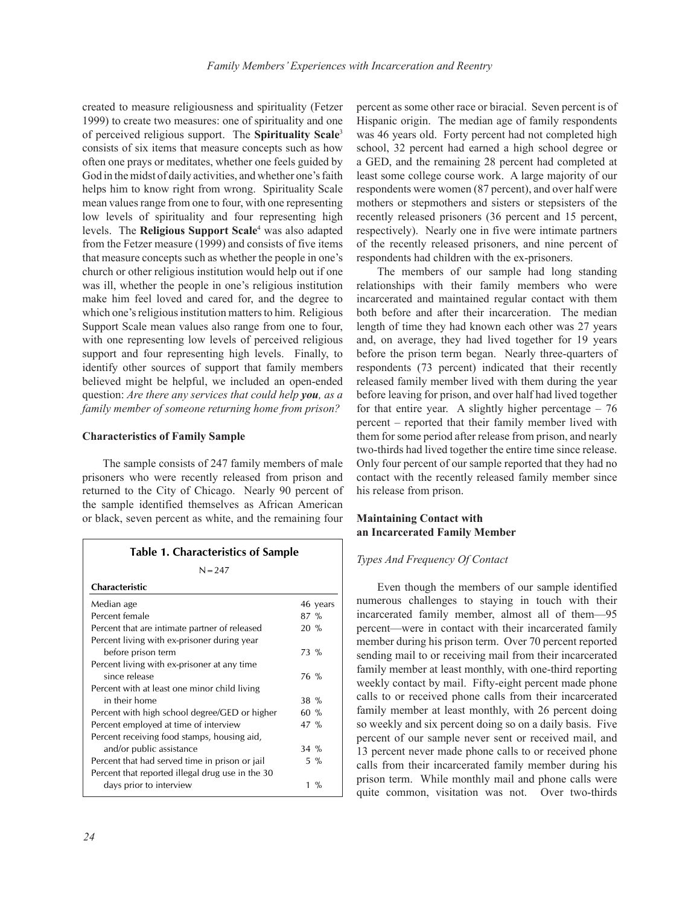created to measure religiousness and spirituality (Fetzer 1999) to create two measures: one of spirituality and one of perceived religious support. The **Spirituality Scale**[3] consists of six items that measure concepts such as how often one prays or meditates, whether one feels guided by God in the midst of daily activities, and whether one's faith helps him to know right from wrong. Spirituality Scale mean values range from one to four, with one representing low levels of spirituality and four representing high levels. The **Religious Support Scale**[4] was also adapted from the Fetzer measure (1999) and consists of five items that measure concepts such as whether the people in one's church or other religious institution would help out if one was ill, whether the people in one's religious institution make him feel loved and cared for, and the degree to which one's religious institution matters to him. Religious Support Scale mean values also range from one to four, with one representing low levels of perceived religious support and four representing high levels. Finally, to identify other sources of support that family members believed might be helpful, we included an open-ended question: *Are there any services that could help **you**, as a family member of someone returning home from prison?*

### Characteristics of Family Sample

The sample consists of 247 family members of male prisoners who were recently released from prison and returned to the City of Chicago. Nearly 90 percent of the sample identified themselves as African American or black, seven percent as white, and the remaining four percent as some other race or biracial. Seven percent is of Hispanic origin. The median age of family respondents was 46 years old. Forty percent had not completed high school, 32 percent had earned a high school degree or a GED, and the remaining 28 percent had completed at least some college course work. A large majority of our respondents were women (87 percent), and over half were mothers or stepmothers and sisters or stepsisters of the recently released prisoners (36 percent and 15 percent, respectively). Nearly one in five were intimate partners of the recently released prisoners, and nine percent of respondents had children with the ex-prisoners.

**Table 1. Characteristics of Sample**

N = 247

| Characteristic | |
|---|---|
| Median age | 46 years |
| Percent female | 87 % |
| Percent that are intimate partner of released | 20 % |
| Percent living with ex-prisoner during year before prison term | 73 % |
| Percent living with ex-prisoner at any time since release | 76 % |
| Percent with at least one minor child living in their home | 38 % |
| Percent with high school degree/GED or higher | 60 % |
| Percent employed at time of interview | 47 % |
| Percent receiving food stamps, housing aid, and/or public assistance | 34 % |
| Percent that had served time in prison or jail | 5 % |
| Percent that reported illegal drug use in the 30 days prior to interview | 1 % |

The members of our sample had long standing relationships with their family members who were incarcerated and maintained regular contact with them both before and after their incarceration. The median length of time they had known each other was 27 years and, on average, they had lived together for 19 years before the prison term began. Nearly three-quarters of respondents (73 percent) indicated that their recently released family member lived with them during the year before leaving for prison, and over half had lived together for that entire year. A slightly higher percentage – 76 percent – reported that their family member lived with them for some period after release from prison, and nearly two-thirds had lived together the entire time since release. Only four percent of our sample reported that they had no contact with the recently released family member since his release from prison.

### Maintaining Contact with an Incarcerated Family Member

#### *Types And Frequency Of Contact*

Even though the members of our sample identified numerous challenges to staying in touch with their incarcerated family member, almost all of them—95 percent—were in contact with their incarcerated family member during his prison term. Over 70 percent reported sending mail to or receiving mail from their incarcerated family member at least monthly, with one-third reporting weekly contact by mail. Fifty-eight percent made phone calls to or received phone calls from their incarcerated family member at least monthly, with 26 percent doing so weekly and six percent doing so on a daily basis. Five percent of our sample never sent or received mail, and 13 percent never made phone calls to or received phone calls from their incarcerated family member during his prison term. While monthly mail and phone calls were quite common, visitation was not. Over two-thirds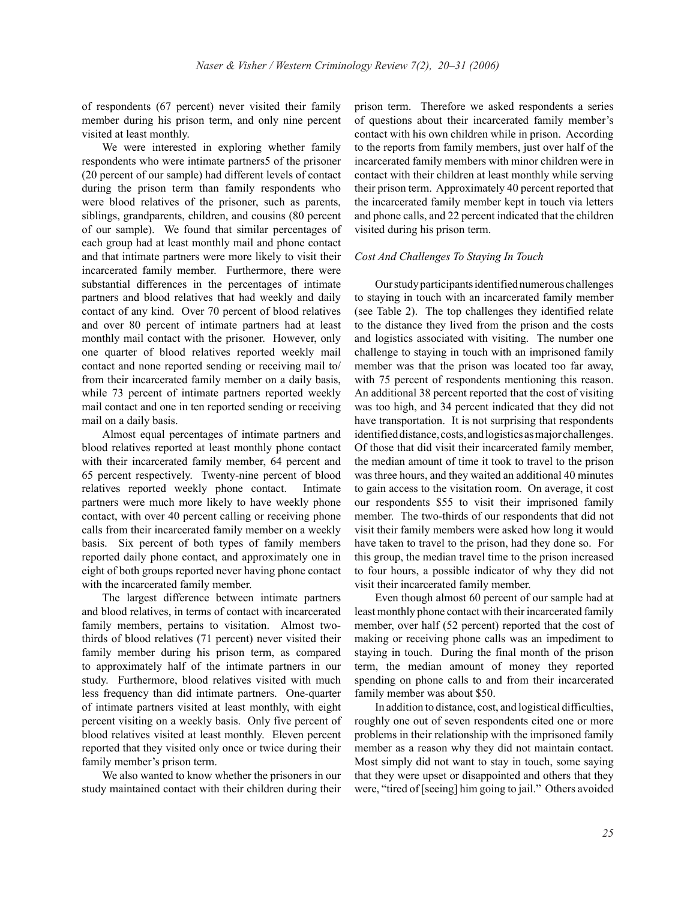of respondents (67 percent) never visited their family member during his prison term, and only nine percent visited at least monthly.

We were interested in exploring whether family respondents who were intimate partners[5] of the prisoner (20 percent of our sample) had different levels of contact during the prison term than family respondents who were blood relatives of the prisoner, such as parents, siblings, grandparents, children, and cousins (80 percent of our sample). We found that similar percentages of each group had at least monthly mail and phone contact and that intimate partners were more likely to visit their incarcerated family member. Furthermore, there were substantial differences in the percentages of intimate partners and blood relatives that had weekly and daily contact of any kind. Over 70 percent of blood relatives and over 80 percent of intimate partners had at least monthly mail contact with the prisoner. However, only one quarter of blood relatives reported weekly mail contact and none reported sending or receiving mail to/from their incarcerated family member on a daily basis, while 73 percent of intimate partners reported weekly mail contact and one in ten reported sending or receiving mail on a daily basis.

Almost equal percentages of intimate partners and blood relatives reported at least monthly phone contact with their incarcerated family member, 64 percent and 65 percent respectively. Twenty-nine percent of blood relatives reported weekly phone contact. Intimate partners were much more likely to have weekly phone contact, with over 40 percent calling or receiving phone calls from their incarcerated family member on a weekly basis. Six percent of both types of family members reported daily phone contact, and approximately one in eight of both groups reported never having phone contact with the incarcerated family member.

The largest difference between intimate partners and blood relatives, in terms of contact with incarcerated family members, pertains to visitation. Almost two-thirds of blood relatives (71 percent) never visited their family member during his prison term, as compared to approximately half of the intimate partners in our study. Furthermore, blood relatives visited with much less frequency than did intimate partners. One-quarter of intimate partners visited at least monthly, with eight percent visiting on a weekly basis. Only five percent of blood relatives visited at least monthly. Eleven percent reported that they visited only once or twice during their family member's prison term.

We also wanted to know whether the prisoners in our study maintained contact with their children during their prison term. Therefore we asked respondents a series of questions about their incarcerated family member's contact with his own children while in prison. According to the reports from family members, just over half of the incarcerated family members with minor children were in contact with their children at least monthly while serving their prison term. Approximately 40 percent reported that the incarcerated family member kept in touch via letters and phone calls, and 22 percent indicated that the children visited during his prison term.

### *Cost And Challenges To Staying In Touch*

Our study participants identified numerous challenges to staying in touch with an incarcerated family member (see Table 2). The top challenges they identified relate to the distance they lived from the prison and the costs and logistics associated with visiting. The number one challenge to staying in touch with an imprisoned family member was that the prison was located too far away, with 75 percent of respondents mentioning this reason. An additional 38 percent reported that the cost of visiting was too high, and 34 percent indicated that they did not have transportation. It is not surprising that respondents identified distance, costs, and logistics as major challenges. Of those that did visit their incarcerated family member, the median amount of time it took to travel to the prison was three hours, and they waited an additional 40 minutes to gain access to the visitation room. On average, it cost our respondents $55 to visit their imprisoned family member. The two-thirds of our respondents that did not visit their family members were asked how long it would have taken to travel to the prison, had they done so. For this group, the median travel time to the prison increased to four hours, a possible indicator of why they did not visit their incarcerated family member.

Even though almost 60 percent of our sample had at least monthly phone contact with their incarcerated family member, over half (52 percent) reported that the cost of making or receiving phone calls was an impediment to staying in touch. During the final month of the prison term, the median amount of money they reported spending on phone calls to and from their incarcerated family member was about $50.

In addition to distance, cost, and logistical difficulties, roughly one out of seven respondents cited one or more problems in their relationship with the imprisoned family member as a reason why they did not maintain contact. Most simply did not want to stay in touch, some saying that they were upset or disappointed and others that they were, "tired of [seeing] him going to jail." Others avoided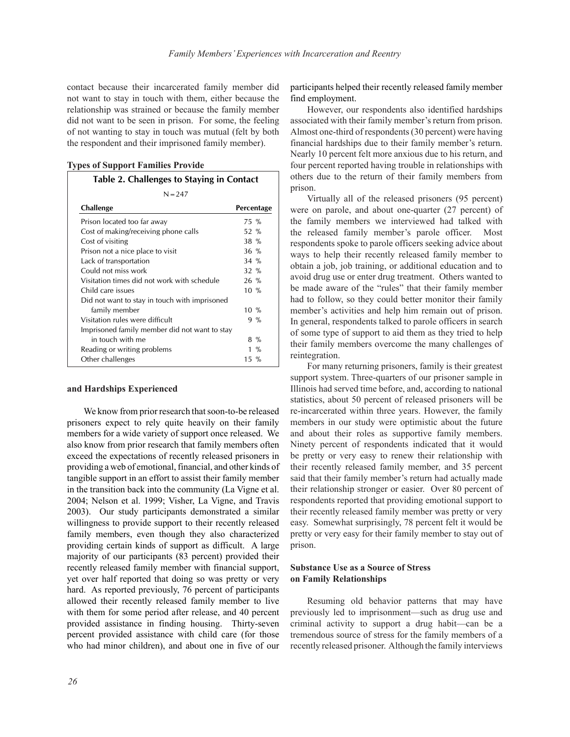contact because their incarcerated family member did not want to stay in touch with them, either because the relationship was strained or because the family member did not want to be seen in prison. For some, the feeling of not wanting to stay in touch was mutual (felt by both the respondent and their imprisoned family member).

**Table 2. Challenges to Staying in Contact**

N = 247

| Challenge | Percentage |
|---|---|
| Prison located too far away | 75 % |
| Cost of making/receiving phone calls | 52 % |
| Cost of visiting | 38 % |
| Prison not a nice place to visit | 36 % |
| Lack of transportation | 34 % |
| Could not miss work | 32 % |
| Visitation times did not work with schedule | 26 % |
| Child care issues | 10 % |
| Did not want to stay in touch with imprisoned family member | 10 % |
| Visitation rules were difficult | 9 % |
| Imprisoned family member did not want to stay in touch with me | 8 % |
| Reading or writing problems | 1 % |
| Other challenges | 15 % |

### Types of Support Families Provide and Hardships Experienced

We know from prior research that soon-to-be released prisoners expect to rely quite heavily on their family members for a wide variety of support once released. We also know from prior research that family members often exceed the expectations of recently released prisoners in providing a web of emotional, financial, and other kinds of tangible support in an effort to assist their family member in the transition back into the community (La Vigne et al. 2004; Nelson et al. 1999; Visher, La Vigne, and Travis 2003). Our study participants demonstrated a similar willingness to provide support to their recently released family members, even though they also characterized providing certain kinds of support as difficult. A large majority of our participants (83 percent) provided their recently released family member with financial support, yet over half reported that doing so was pretty or very hard. As reported previously, 76 percent of participants allowed their recently released family member to live with them for some period after release, and 40 percent provided assistance in finding housing. Thirty-seven percent provided assistance with child care (for those who had minor children), and about one in five of our participants helped their recently released family member find employment.

However, our respondents also identified hardships associated with their family member's return from prison. Almost one-third of respondents (30 percent) were having financial hardships due to their family member's return. Nearly 10 percent felt more anxious due to his return, and four percent reported having trouble in relationships with others due to the return of their family members from prison.

Virtually all of the released prisoners (95 percent) were on parole, and about one-quarter (27 percent) of the family members we interviewed had talked with the released family member's parole officer. Most respondents spoke to parole officers seeking advice about ways to help their recently released family member to obtain a job, job training, or additional education and to avoid drug use or enter drug treatment. Others wanted to be made aware of the "rules" that their family member had to follow, so they could better monitor their family member's activities and help him remain out of prison. In general, respondents talked to parole officers in search of some type of support to aid them as they tried to help their family members overcome the many challenges of reintegration.

For many returning prisoners, family is their greatest support system. Three-quarters of our prisoner sample in Illinois had served time before, and, according to national statistics, about 50 percent of released prisoners will be re-incarcerated within three years. However, the family members in our study were optimistic about the future and about their roles as supportive family members. Ninety percent of respondents indicated that it would be pretty or very easy to renew their relationship with their recently released family member, and 35 percent said that their family member's return had actually made their relationship stronger or easier. Over 80 percent of respondents reported that providing emotional support to their recently released family member was pretty or very easy. Somewhat surprisingly, 78 percent felt it would be pretty or very easy for their family member to stay out of prison.

### Substance Use as a Source of Stress on Family Relationships

Resuming old behavior patterns that may have previously led to imprisonment—such as drug use and criminal activity to support a drug habit—can be a tremendous source of stress for the family members of a recently released prisoner. Although the family interviews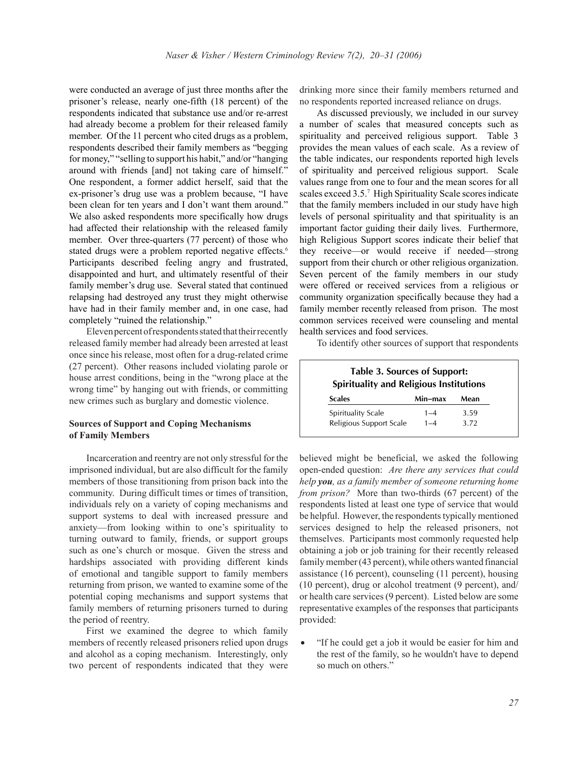were conducted an average of just three months after the prisoner's release, nearly one-fifth (18 percent) of the respondents indicated that substance use and/or re-arrest had already become a problem for their released family member. Of the 11 percent who cited drugs as a problem, respondents described their family members as "begging for money," "selling to support his habit," and/or "hanging around with friends [and] not taking care of himself." One respondent, a former addict herself, said that the ex-prisoner's drug use was a problem because, "I have been clean for ten years and I don't want them around." We also asked respondents more specifically how drugs had affected their relationship with the released family member. Over three-quarters (77 percent) of those who stated drugs were a problem reported negative effects.[6] Participants described feeling angry and frustrated, disappointed and hurt, and ultimately resentful of their family member's drug use. Several stated that continued relapsing had destroyed any trust they might otherwise have had in their family member and, in one case, had completely "ruined the relationship."

Eleven percent of respondents stated that their recently released family member had already been arrested at least once since his release, most often for a drug-related crime (27 percent). Other reasons included violating parole or house arrest conditions, being in the "wrong place at the wrong time" by hanging out with friends, or committing new crimes such as burglary and domestic violence.

### Sources of Support and Coping Mechanisms of Family Members

Incarceration and reentry are not only stressful for the imprisoned individual, but are also difficult for the family members of those transitioning from prison back into the community. During difficult times or times of transition, individuals rely on a variety of coping mechanisms and support systems to deal with increased pressure and anxiety—from looking within to one's spirituality to turning outward to family, friends, or support groups such as one's church or mosque. Given the stress and hardships associated with providing different kinds of emotional and tangible support to family members returning from prison, we wanted to examine some of the potential coping mechanisms and support systems that family members of returning prisoners turned to during the period of reentry.

First we examined the degree to which family members of recently released prisoners relied upon drugs and alcohol as a coping mechanism. Interestingly, only two percent of respondents indicated that they were drinking more since their family members returned and no respondents reported increased reliance on drugs.

As discussed previously, we included in our survey a number of scales that measured concepts such as spirituality and perceived religious support. Table 3 provides the mean values of each scale. As a review of the table indicates, our respondents reported high levels of spirituality and perceived religious support. Scale values range from one to four and the mean scores for all scales exceed 3.5.[7] High Spirituality Scale scores indicate that the family members included in our study have high levels of personal spirituality and that spirituality is an important factor guiding their daily lives. Furthermore, high Religious Support scores indicate their belief that they receive—or would receive if needed—strong support from their church or other religious organization. Seven percent of the family members in our study were offered or received services from a religious or community organization specifically because they had a family member recently released from prison. The most common services received were counseling and mental health services and food services.

**Table 3. Sources of Support: Spirituality and Religious Institutions**

| Scales | Min–max | Mean |
|---|---|---|
| Spirituality Scale | 1–4 | 3.59 |
| Religious Support Scale | 1–4 | 3.72 |

To identify other sources of support that respondents believed might be beneficial, we asked the following open-ended question: *Are there any services that could help **you**, as a family member of someone returning home from prison?* More than two-thirds (67 percent) of the respondents listed at least one type of service that would be helpful. However, the respondents typically mentioned services designed to help the released prisoners, not themselves. Participants most commonly requested help obtaining a job or job training for their recently released family member (43 percent), while others wanted financial assistance (16 percent), counseling (11 percent), housing (10 percent), drug or alcohol treatment (9 percent), and/or health care services (9 percent). Listed below are some representative examples of the responses that participants provided:

- "If he could get a job it would be easier for him and the rest of the family, so he wouldn't have to depend so much on others."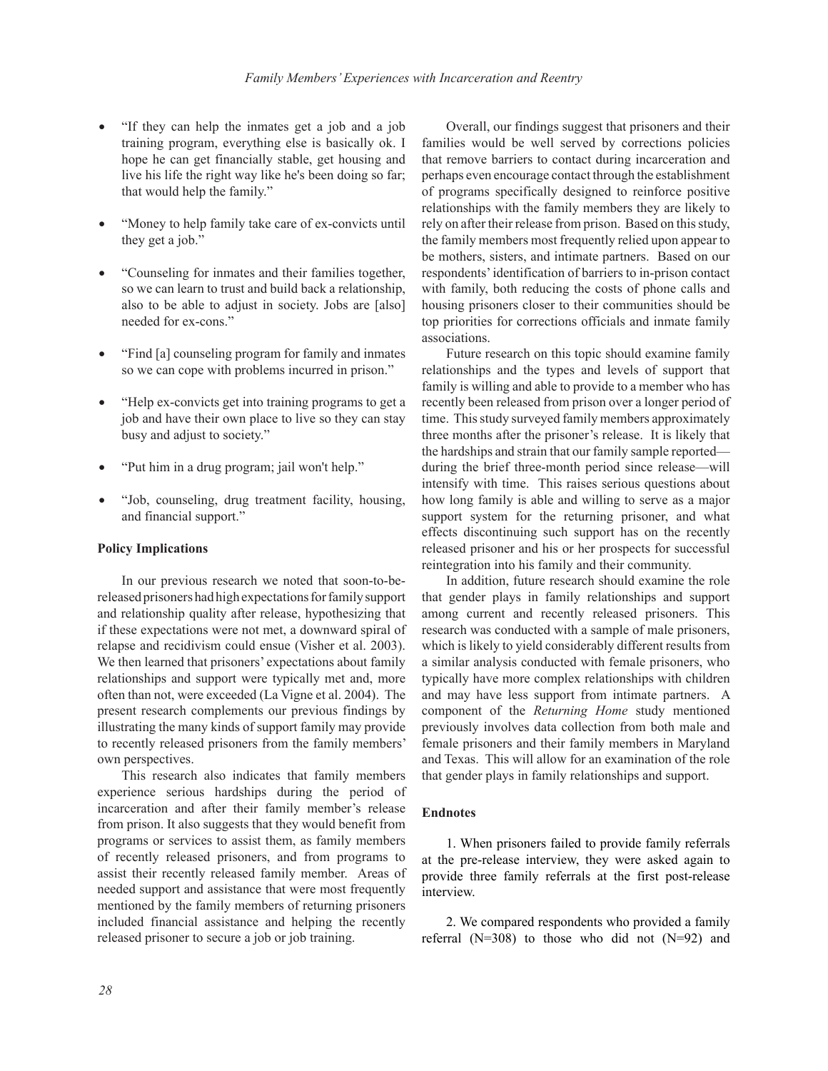- "If they can help the inmates get a job and a job training program, everything else is basically ok. I hope he can get financially stable, get housing and live his life the right way like he's been doing so far; that would help the family."

- "Money to help family take care of ex-convicts until they get a job."

- "Counseling for inmates and their families together, so we can learn to trust and build back a relationship, also to be able to adjust in society. Jobs are [also] needed for ex-cons."

- "Find [a] counseling program for family and inmates so we can cope with problems incurred in prison."

- "Help ex-convicts get into training programs to get a job and have their own place to live so they can stay busy and adjust to society."

- "Put him in a drug program; jail won't help."

- "Job, counseling, drug treatment facility, housing, and financial support."

**Policy Implications**

In our previous research we noted that soon-to-be-released prisoners had high expectations for family support and relationship quality after release, hypothesizing that if these expectations were not met, a downward spiral of relapse and recidivism could ensue (Visher et al. 2003). We then learned that prisoners' expectations about family relationships and support were typically met and, more often than not, were exceeded (La Vigne et al. 2004). The present research complements our previous findings by illustrating the many kinds of support family may provide to recently released prisoners from the family members' own perspectives.

This research also indicates that family members experience serious hardships during the period of incarceration and after their family member's release from prison. It also suggests that they would benefit from programs or services to assist them, as family members of recently released prisoners, and from programs to assist their recently released family member. Areas of needed support and assistance that were most frequently mentioned by the family members of returning prisoners included financial assistance and helping the recently released prisoner to secure a job or job training.

Overall, our findings suggest that prisoners and their families would be well served by corrections policies that remove barriers to contact during incarceration and perhaps even encourage contact through the establishment of programs specifically designed to reinforce positive relationships with the family members they are likely to rely on after their release from prison. Based on this study, the family members most frequently relied upon appear to be mothers, sisters, and intimate partners. Based on our respondents' identification of barriers to in-prison contact with family, both reducing the costs of phone calls and housing prisoners closer to their communities should be top priorities for corrections officials and inmate family associations.

Future research on this topic should examine family relationships and the types and levels of support that family is willing and able to provide to a member who has recently been released from prison over a longer period of time. This study surveyed family members approximately three months after the prisoner's release. It is likely that the hardships and strain that our family sample reported—during the brief three-month period since release—will intensify with time. This raises serious questions about how long family is able and willing to serve as a major support system for the returning prisoner, and what effects discontinuing such support has on the recently released prisoner and his or her prospects for successful reintegration into his family and their community.

In addition, future research should examine the role that gender plays in family relationships and support among current and recently released prisoners. This research was conducted with a sample of male prisoners, which is likely to yield considerably different results from a similar analysis conducted with female prisoners, who typically have more complex relationships with children and may have less support from intimate partners. A component of the *Returning Home* study mentioned previously involves data collection from both male and female prisoners and their family members in Maryland and Texas. This will allow for an examination of the role that gender plays in family relationships and support.

**Endnotes**

1. When prisoners failed to provide family referrals at the pre-release interview, they were asked again to provide three family referrals at the first post-release interview.

2. We compared respondents who provided a family referral (N=308) to those who did not (N=92) and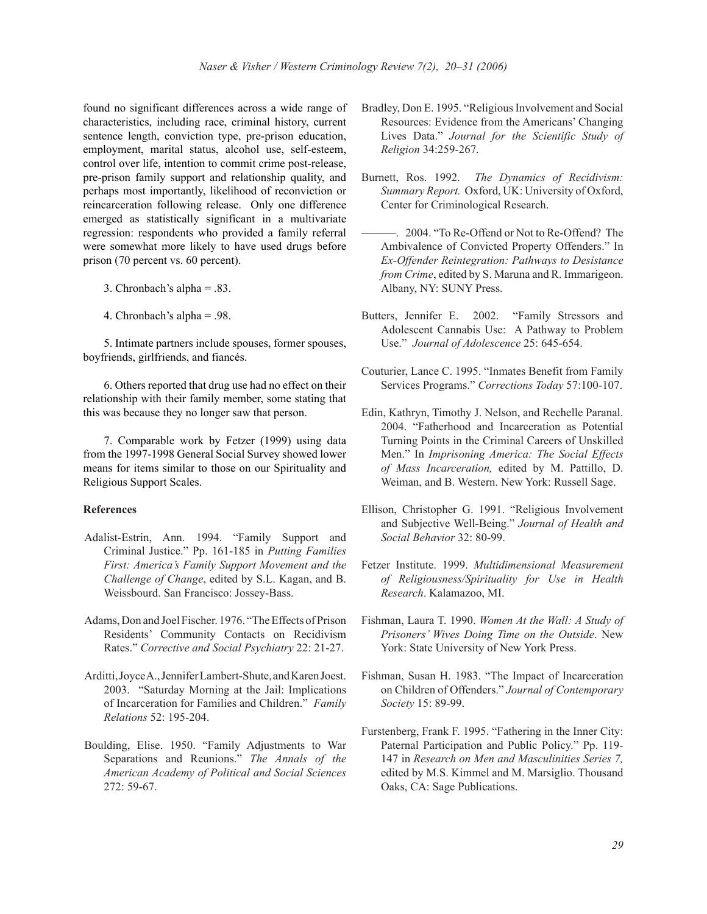found no significant differences across a wide range of characteristics, including race, criminal history, current sentence length, conviction type, pre-prison education, employment, marital status, alcohol use, self-esteem, control over life, intention to commit crime post-release, pre-prison family support and relationship quality, and perhaps most importantly, likelihood of reconviction or reincarceration following release. Only one difference emerged as statistically significant in a multivariate regression: respondents who provided a family referral were somewhat more likely to have used drugs before prison (70 percent vs. 60 percent).

3. Chronbach's alpha = .83.

4. Chronbach's alpha = .98.

5. Intimate partners include spouses, former spouses, boyfriends, girlfriends, and fiancés.

6. Others reported that drug use had no effect on their relationship with their family member, some stating that this was because they no longer saw that person.

7. Comparable work by Fetzer (1999) using data from the 1997-1998 General Social Survey showed lower means for items similar to those on our Spirituality and Religious Support Scales.

## References

Adalist-Estrin, Ann. 1994. "Family Support and Criminal Justice." Pp. 161-185 in *Putting Families First: America's Family Support Movement and the Challenge of Change*, edited by S.L. Kagan, and B. Weissbourd. San Francisco: Jossey-Bass.

Adams, Don and Joel Fischer. 1976. "The Effects of Prison Residents' Community Contacts on Recidivism Rates." *Corrective and Social Psychiatry* 22: 21-27.

Arditti, Joyce A., Jennifer Lambert-Shute, and Karen Joest. 2003. "Saturday Morning at the Jail: Implications of Incarceration for Families and Children." *Family Relations* 52: 195-204.

Boulding, Elise. 1950. "Family Adjustments to War Separations and Reunions." *The Annals of the American Academy of Political and Social Sciences* 272: 59-67.

Bradley, Don E. 1995. "Religious Involvement and Social Resources: Evidence from the Americans' Changing Lives Data." *Journal for the Scientific Study of Religion* 34:259-267.

Burnett, Ros. 1992. *The Dynamics of Recidivism: Summary Report.* Oxford, UK: University of Oxford, Center for Criminological Research.

———. 2004. "To Re-Offend or Not to Re-Offend? The Ambivalence of Convicted Property Offenders." In *Ex-Offender Reintegration: Pathways to Desistance from Crime*, edited by S. Maruna and R. Immarigeon. Albany, NY: SUNY Press.

Butters, Jennifer E. 2002. "Family Stressors and Adolescent Cannabis Use: A Pathway to Problem Use." *Journal of Adolescence* 25: 645-654.

Couturier, Lance C. 1995. "Inmates Benefit from Family Services Programs." *Corrections Today* 57:100-107.

Edin, Kathryn, Timothy J. Nelson, and Rechelle Paranal. 2004. "Fatherhood and Incarceration as Potential Turning Points in the Criminal Careers of Unskilled Men." In *Imprisoning America: The Social Effects of Mass Incarceration,* edited by M. Pattillo, D. Weiman, and B. Western. New York: Russell Sage.

Ellison, Christopher G. 1991. "Religious Involvement and Subjective Well-Being." *Journal of Health and Social Behavior* 32: 80-99.

Fetzer Institute. 1999. *Multidimensional Measurement of Religiousness/Spirituality for Use in Health Research*. Kalamazoo, MI.

Fishman, Laura T. 1990. *Women At the Wall: A Study of Prisoners' Wives Doing Time on the Outside*. New York: State University of New York Press.

Fishman, Susan H. 1983. "The Impact of Incarceration on Children of Offenders." *Journal of Contemporary Society* 15: 89-99.

Furstenberg, Frank F. 1995. "Fathering in the Inner City: Paternal Participation and Public Policy." Pp. 119-147 in *Research on Men and Masculinities Series 7,* edited by M.S. Kimmel and M. Marsiglio. Thousand Oaks, CA: Sage Publications.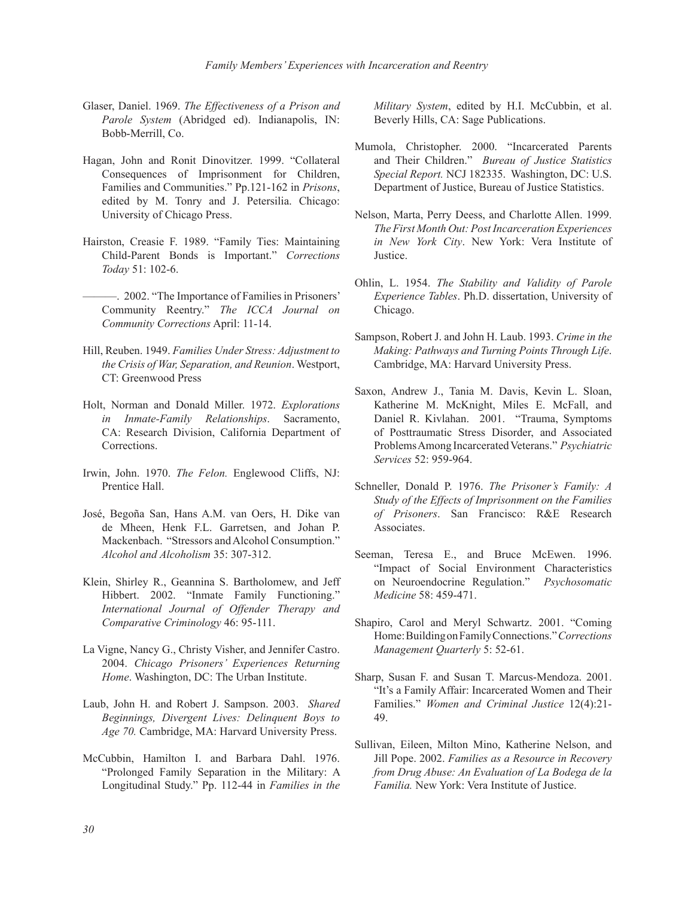Glaser, Daniel. 1969. *The Effectiveness of a Prison and Parole System* (Abridged ed). Indianapolis, IN: Bobb-Merrill, Co.

Hagan, John and Ronit Dinovitzer. 1999. "Collateral Consequences of Imprisonment for Children, Families and Communities." Pp.121-162 in *Prisons*, edited by M. Tonry and J. Petersilia. Chicago: University of Chicago Press.

Hairston, Creasie F. 1989. "Family Ties: Maintaining Child-Parent Bonds is Important." *Corrections Today* 51: 102-6.

———. 2002. "The Importance of Families in Prisoners' Community Reentry." *The ICCA Journal on Community Corrections* April: 11-14.

Hill, Reuben. 1949. *Families Under Stress: Adjustment to the Crisis of War, Separation, and Reunion*. Westport, CT: Greenwood Press

Holt, Norman and Donald Miller. 1972. *Explorations in Inmate-Family Relationships*. Sacramento, CA: Research Division, California Department of Corrections.

Irwin, John. 1970. *The Felon.* Englewood Cliffs, NJ: Prentice Hall.

José, Begoña San, Hans A.M. van Oers, H. Dike van de Mheen, Henk F.L. Garretsen, and Johan P. Mackenbach. "Stressors and Alcohol Consumption." *Alcohol and Alcoholism* 35: 307-312.

Klein, Shirley R., Geannina S. Bartholomew, and Jeff Hibbert. 2002. "Inmate Family Functioning." *International Journal of Offender Therapy and Comparative Criminology* 46: 95-111.

La Vigne, Nancy G., Christy Visher, and Jennifer Castro. 2004. *Chicago Prisoners' Experiences Returning Home*. Washington, DC: The Urban Institute.

Laub, John H. and Robert J. Sampson. 2003. *Shared Beginnings, Divergent Lives: Delinquent Boys to Age 70.* Cambridge, MA: Harvard University Press.

McCubbin, Hamilton I. and Barbara Dahl. 1976. "Prolonged Family Separation in the Military: A Longitudinal Study." Pp. 112-44 in *Families in the Military System*, edited by H.I. McCubbin, et al. Beverly Hills, CA: Sage Publications.

Mumola, Christopher. 2000. "Incarcerated Parents and Their Children." *Bureau of Justice Statistics Special Report.* NCJ 182335. Washington, DC: U.S. Department of Justice, Bureau of Justice Statistics.

Nelson, Marta, Perry Deess, and Charlotte Allen. 1999. *The First Month Out: Post Incarceration Experiences in New York City*. New York: Vera Institute of Justice.

Ohlin, L. 1954. *The Stability and Validity of Parole Experience Tables*. Ph.D. dissertation, University of Chicago.

Sampson, Robert J. and John H. Laub. 1993. *Crime in the Making: Pathways and Turning Points Through Life*. Cambridge, MA: Harvard University Press.

Saxon, Andrew J., Tania M. Davis, Kevin L. Sloan, Katherine M. McKnight, Miles E. McFall, and Daniel R. Kivlahan. 2001. "Trauma, Symptoms of Posttraumatic Stress Disorder, and Associated Problems Among Incarcerated Veterans." *Psychiatric Services* 52: 959-964.

Schneller, Donald P. 1976. *The Prisoner's Family: A Study of the Effects of Imprisonment on the Families of Prisoners*. San Francisco: R&E Research Associates.

Seeman, Teresa E., and Bruce McEwen. 1996. "Impact of Social Environment Characteristics on Neuroendocrine Regulation." *Psychosomatic Medicine* 58: 459-471.

Shapiro, Carol and Meryl Schwartz. 2001. "Coming Home: Building on Family Connections." *Corrections Management Quarterly* 5: 52-61.

Sharp, Susan F. and Susan T. Marcus-Mendoza. 2001. "It's a Family Affair: Incarcerated Women and Their Families." *Women and Criminal Justice* 12(4):21-49.

Sullivan, Eileen, Milton Mino, Katherine Nelson, and Jill Pope. 2002. *Families as a Resource in Recovery from Drug Abuse: An Evaluation of La Bodega de la Familia.* New York: Vera Institute of Justice.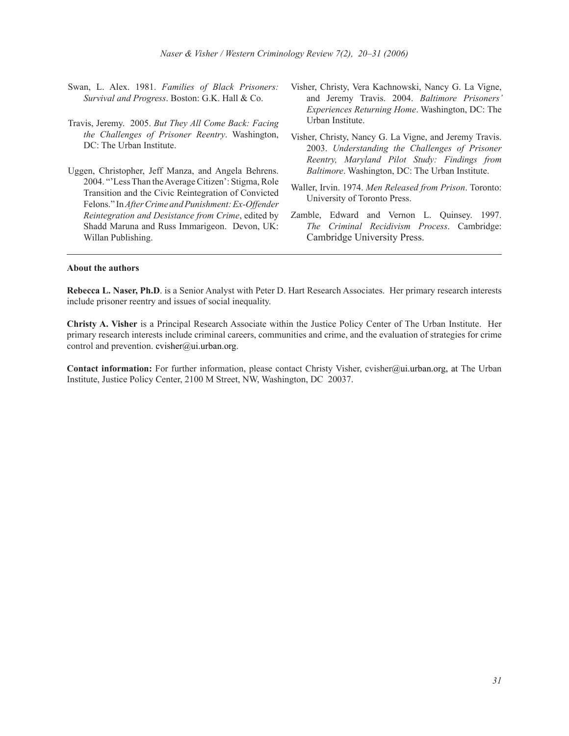Swan, L. Alex. 1981. *Families of Black Prisoners: Survival and Progress*. Boston: G.K. Hall & Co.

Travis, Jeremy. 2005. *But They All Come Back: Facing the Challenges of Prisoner Reentry*. Washington, DC: The Urban Institute.

Uggen, Christopher, Jeff Manza, and Angela Behrens. 2004. "'Less Than the Average Citizen': Stigma, Role Transition and the Civic Reintegration of Convicted Felons." In *After Crime and Punishment: Ex-Offender Reintegration and Desistance from Crime*, edited by Shadd Maruna and Russ Immarigeon. Devon, UK: Willan Publishing.

Visher, Christy, Vera Kachnowski, Nancy G. La Vigne, and Jeremy Travis. 2004. *Baltimore Prisoners' Experiences Returning Home*. Washington, DC: The Urban Institute.

Visher, Christy, Nancy G. La Vigne, and Jeremy Travis. 2003. *Understanding the Challenges of Prisoner Reentry, Maryland Pilot Study: Findings from Baltimore*. Washington, DC: The Urban Institute.

Waller, Irvin. 1974. *Men Released from Prison*. Toronto: University of Toronto Press.

Zamble, Edward and Vernon L. Quinsey. 1997. *The Criminal Recidivism Process*. Cambridge: Cambridge University Press.

---

**About the authors**

**Rebecca L. Naser, Ph.D**. is a Senior Analyst with Peter D. Hart Research Associates. Her primary research interests include prisoner reentry and issues of social inequality.

**Christy A. Visher** is a Principal Research Associate within the Justice Policy Center of The Urban Institute. Her primary research interests include criminal careers, communities and crime, and the evaluation of strategies for crime control and prevention. cvisher@ui.urban.org.

**Contact information:** For further information, please contact Christy Visher, cvisher@ui.urban.org, at The Urban Institute, Justice Policy Center, 2100 M Street, NW, Washington, DC 20037.